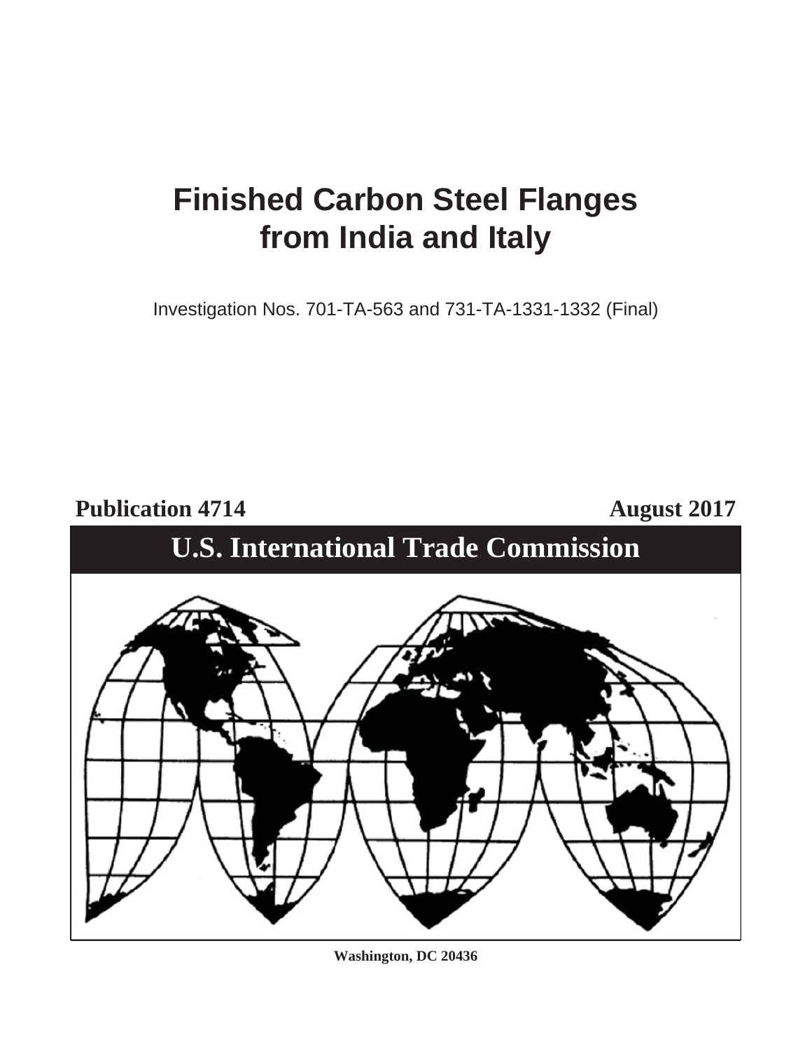# Finished Carbon Steel Flanges from India and Italy

Investigation Nos. 701-TA-563 and 731-TA-1331-1332 (Final)

**Publication 4714** **August 2017**

## U.S. International Trade Commission

**Washington, DC 20436**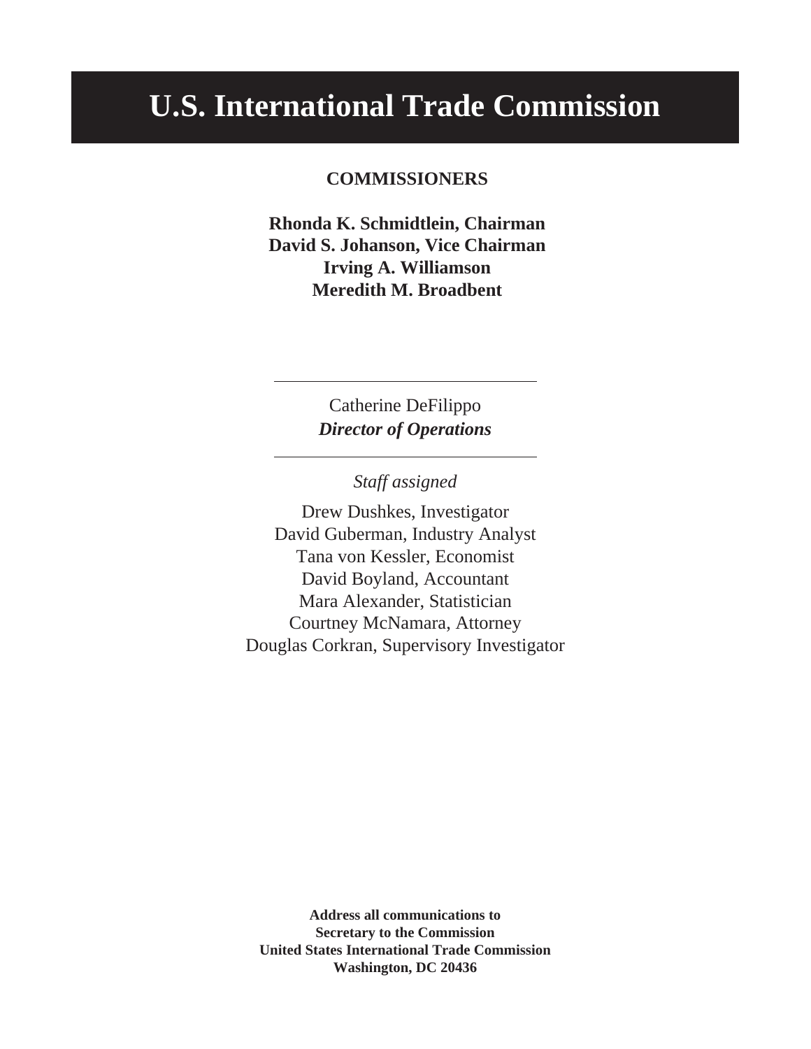# U.S. International Trade Commission

**COMMISSIONERS**

**Rhonda K. Schmidtlein, Chairman**
**David S. Johanson, Vice Chairman**
**Irving A. Williamson**
**Meredith M. Broadbent**

---

Catherine DeFilippo
***Director of Operations***

---

*Staff assigned*

Drew Dushkes, Investigator
David Guberman, Industry Analyst
Tana von Kessler, Economist
David Boyland, Accountant
Mara Alexander, Statistician
Courtney McNamara, Attorney
Douglas Corkran, Supervisory Investigator

**Address all communications to**
**Secretary to the Commission**
**United States International Trade Commission**
**Washington, DC 20436**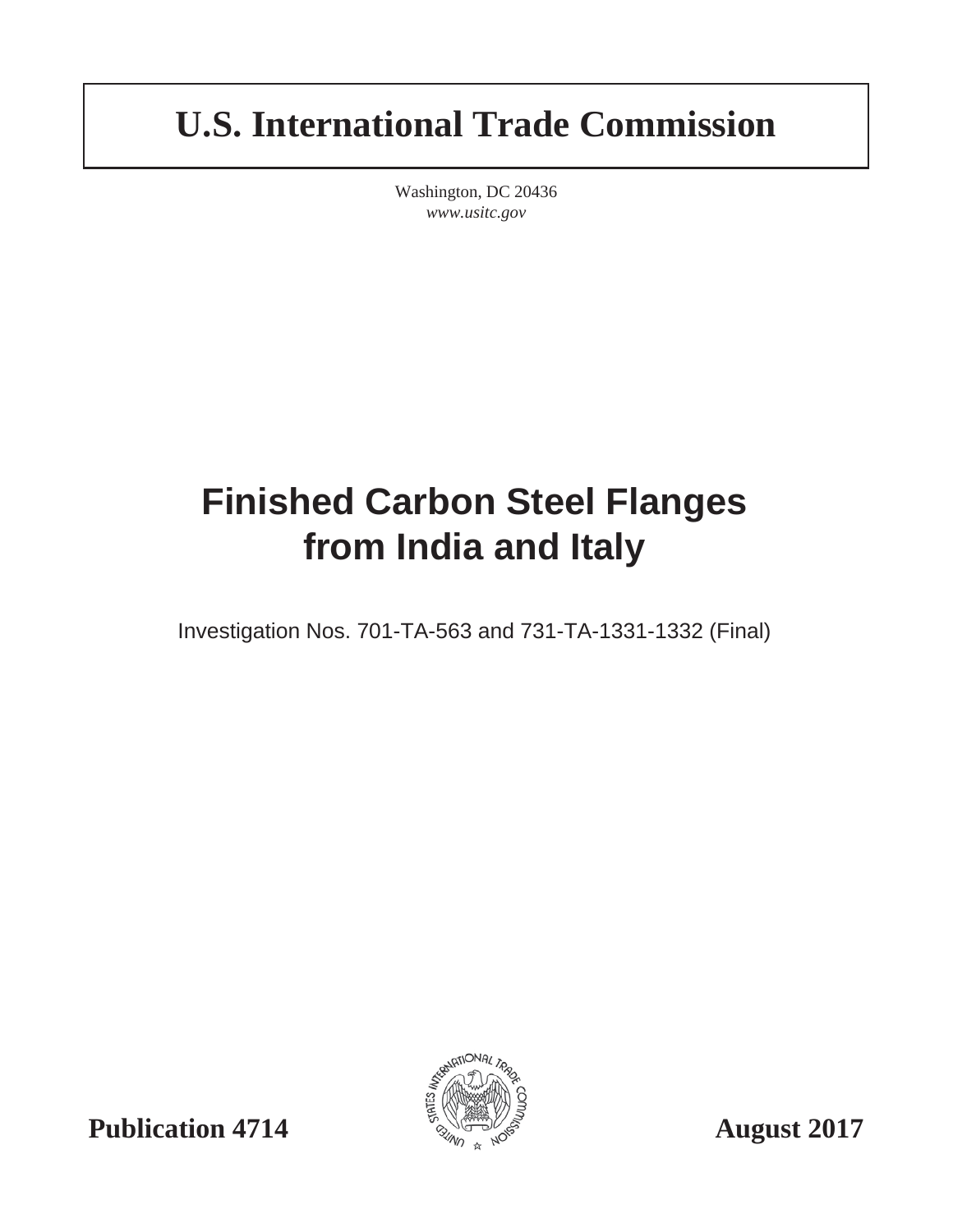# U.S. International Trade Commission

Washington, DC 20436
*www.usitc.gov*

# Finished Carbon Steel Flanges from India and Italy

Investigation Nos. 701-TA-563 and 731-TA-1331-1332 (Final)

**Publication 4714** **August 2017**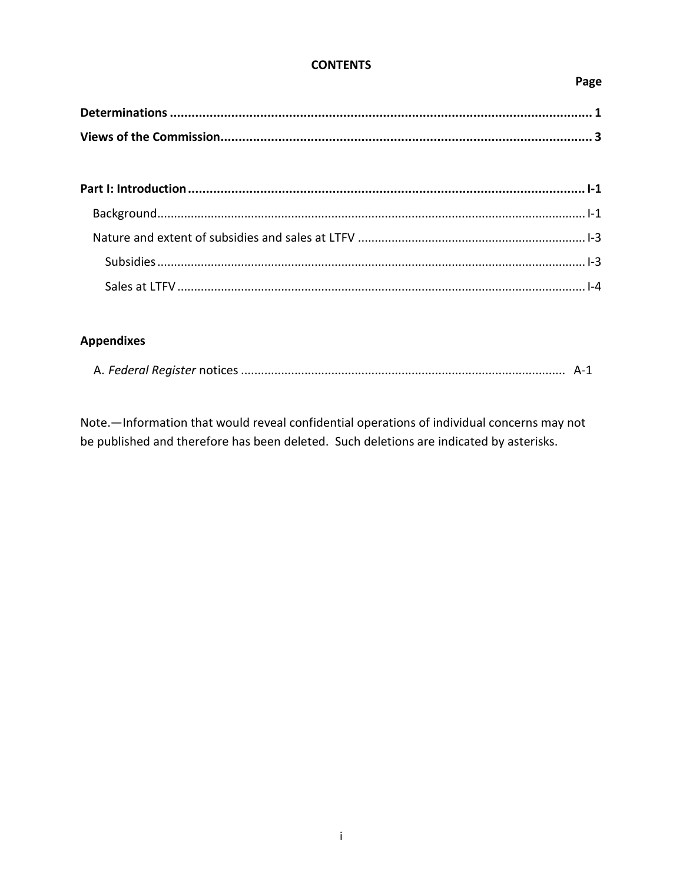**CONTENTS**

| | Page |
|---|---|
| **Determinations** | **1** |
| **Views of the Commission** | **3** |
| | |
| **Part I: Introduction** | **I-1** |
| Background | I-1 |
| Nature and extent of subsidies and sales at LTFV | I-3 |
| Subsidies | I-3 |
| Sales at LTFV | I-4 |

**Appendixes**

| | |
|---|---|
| A. *Federal Register* notices | A-1 |

Note.—Information that would reveal confidential operations of individual concerns may not be published and therefore has been deleted. Such deletions are indicated by asterisks.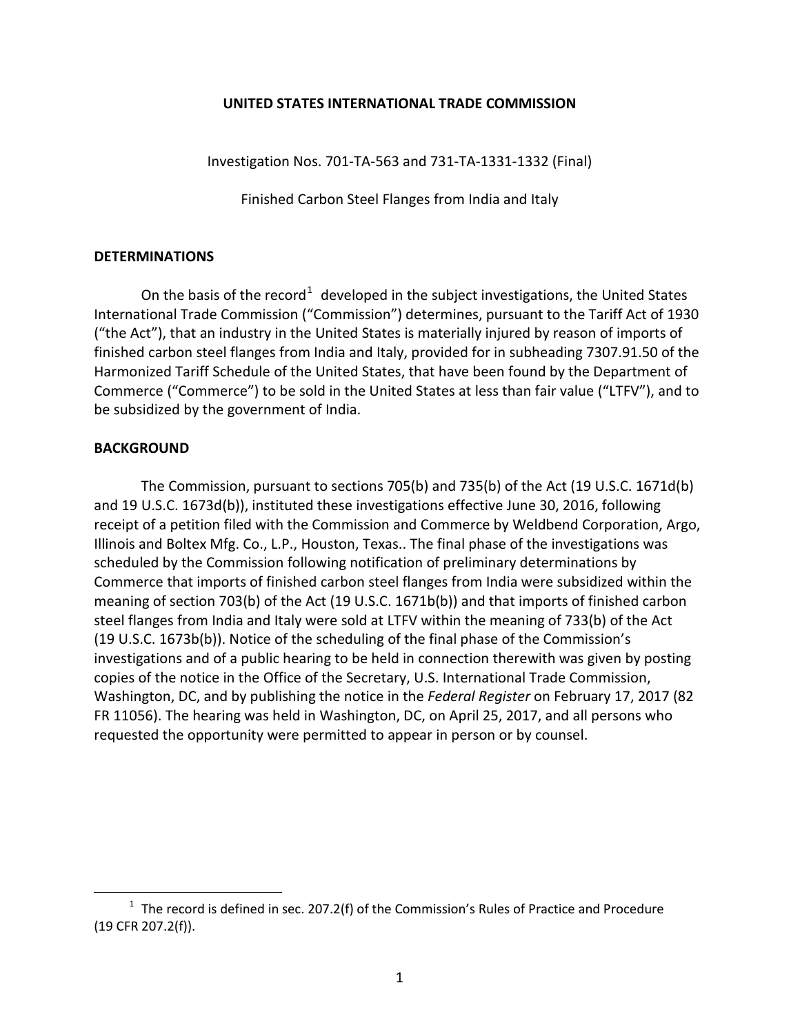**UNITED STATES INTERNATIONAL TRADE COMMISSION**

Investigation Nos. 701-TA-563 and 731-TA-1331-1332 (Final)

Finished Carbon Steel Flanges from India and Italy

## DETERMINATIONS

On the basis of the record[1] developed in the subject investigations, the United States International Trade Commission ("Commission") determines, pursuant to the Tariff Act of 1930 ("the Act"), that an industry in the United States is materially injured by reason of imports of finished carbon steel flanges from India and Italy, provided for in subheading 7307.91.50 of the Harmonized Tariff Schedule of the United States, that have been found by the Department of Commerce ("Commerce") to be sold in the United States at less than fair value ("LTFV"), and to be subsidized by the government of India.

## BACKGROUND

The Commission, pursuant to sections 705(b) and 735(b) of the Act (19 U.S.C. 1671d(b) and 19 U.S.C. 1673d(b)), instituted these investigations effective June 30, 2016, following receipt of a petition filed with the Commission and Commerce by Weldbend Corporation, Argo, Illinois and Boltex Mfg. Co., L.P., Houston, Texas.. The final phase of the investigations was scheduled by the Commission following notification of preliminary determinations by Commerce that imports of finished carbon steel flanges from India were subsidized within the meaning of section 703(b) of the Act (19 U.S.C. 1671b(b)) and that imports of finished carbon steel flanges from India and Italy were sold at LTFV within the meaning of 733(b) of the Act (19 U.S.C. 1673b(b)). Notice of the scheduling of the final phase of the Commission's investigations and of a public hearing to be held in connection therewith was given by posting copies of the notice in the Office of the Secretary, U.S. International Trade Commission, Washington, DC, and by publishing the notice in the *Federal Register* on February 17, 2017 (82 FR 11056). The hearing was held in Washington, DC, on April 25, 2017, and all persons who requested the opportunity were permitted to appear in person or by counsel.

---

[1] The record is defined in sec. 207.2(f) of the Commission's Rules of Practice and Procedure (19 CFR 207.2(f)).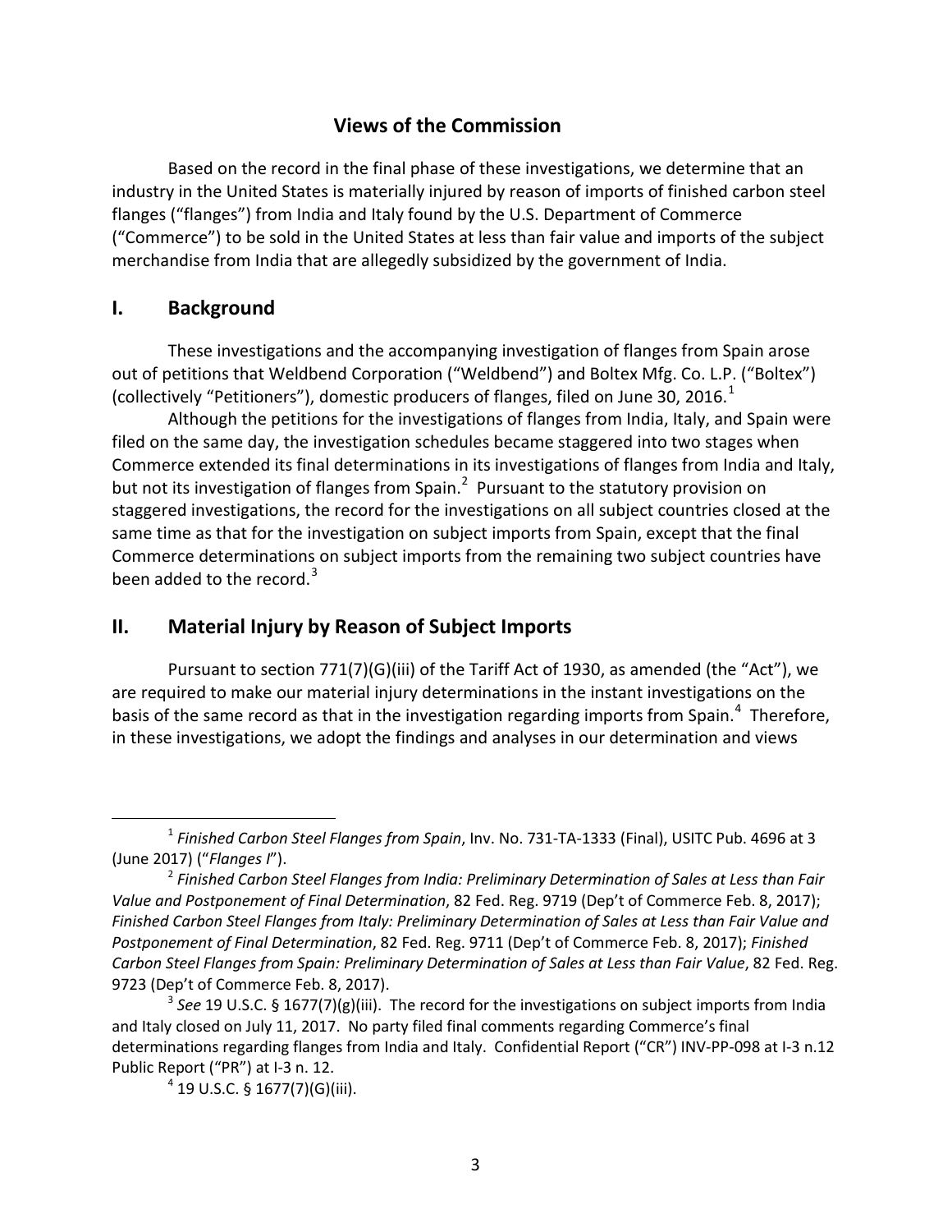# Views of the Commission

Based on the record in the final phase of these investigations, we determine that an industry in the United States is materially injured by reason of imports of finished carbon steel flanges ("flanges") from India and Italy found by the U.S. Department of Commerce ("Commerce") to be sold in the United States at less than fair value and imports of the subject merchandise from India that are allegedly subsidized by the government of India.

## I. Background

These investigations and the accompanying investigation of flanges from Spain arose out of petitions that Weldbend Corporation ("Weldbend") and Boltex Mfg. Co. L.P. ("Boltex") (collectively "Petitioners"), domestic producers of flanges, filed on June 30, 2016.[1]

Although the petitions for the investigations of flanges from India, Italy, and Spain were filed on the same day, the investigation schedules became staggered into two stages when Commerce extended its final determinations in its investigations of flanges from India and Italy, but not its investigation of flanges from Spain.[2] Pursuant to the statutory provision on staggered investigations, the record for the investigations on all subject countries closed at the same time as that for the investigation on subject imports from Spain, except that the final Commerce determinations on subject imports from the remaining two subject countries have been added to the record.[3]

## II. Material Injury by Reason of Subject Imports

Pursuant to section 771(7)(G)(iii) of the Tariff Act of 1930, as amended (the "Act"), we are required to make our material injury determinations in the instant investigations on the basis of the same record as that in the investigation regarding imports from Spain.[4] Therefore, in these investigations, we adopt the findings and analyses in our determination and views

---

[1] *Finished Carbon Steel Flanges from Spain*, Inv. No. 731-TA-1333 (Final), USITC Pub. 4696 at 3 (June 2017) ("*Flanges I*").

[2] *Finished Carbon Steel Flanges from India: Preliminary Determination of Sales at Less than Fair Value and Postponement of Final Determination*, 82 Fed. Reg. 9719 (Dep't of Commerce Feb. 8, 2017); *Finished Carbon Steel Flanges from Italy: Preliminary Determination of Sales at Less than Fair Value and Postponement of Final Determination*, 82 Fed. Reg. 9711 (Dep't of Commerce Feb. 8, 2017); *Finished Carbon Steel Flanges from Spain: Preliminary Determination of Sales at Less than Fair Value*, 82 Fed. Reg. 9723 (Dep't of Commerce Feb. 8, 2017).

[3] *See* 19 U.S.C. § 1677(7)(g)(iii). The record for the investigations on subject imports from India and Italy closed on July 11, 2017. No party filed final comments regarding Commerce's final determinations regarding flanges from India and Italy. Confidential Report ("CR") INV-PP-098 at I-3 n.12 Public Report ("PR") at I-3 n. 12.

[4] 19 U.S.C. § 1677(7)(G)(iii).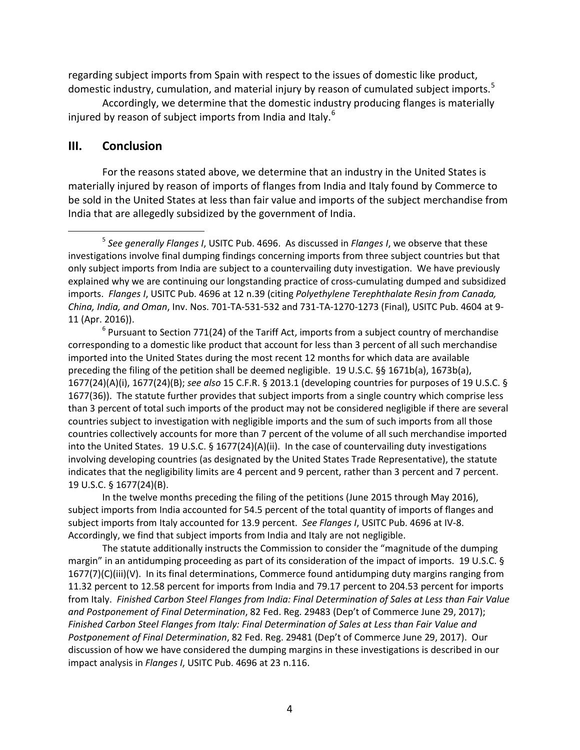regarding subject imports from Spain with respect to the issues of domestic like product, domestic industry, cumulation, and material injury by reason of cumulated subject imports.[5]

Accordingly, we determine that the domestic industry producing flanges is materially injured by reason of subject imports from India and Italy.[6]

## III. Conclusion

For the reasons stated above, we determine that an industry in the United States is materially injured by reason of imports of flanges from India and Italy found by Commerce to be sold in the United States at less than fair value and imports of the subject merchandise from India that are allegedly subsidized by the government of India.

---

[5] *See generally Flanges I*, USITC Pub. 4696. As discussed in *Flanges I*, we observe that these investigations involve final dumping findings concerning imports from three subject countries but that only subject imports from India are subject to a countervailing duty investigation. We have previously explained why we are continuing our longstanding practice of cross-cumulating dumped and subsidized imports. *Flanges I*, USITC Pub. 4696 at 12 n.39 (citing *Polyethylene Terephthalate Resin from Canada, China, India, and Oman*, Inv. Nos. 701-TA-531-532 and 731-TA-1270-1273 (Final), USITC Pub. 4604 at 9-11 (Apr. 2016)).

[6] Pursuant to Section 771(24) of the Tariff Act, imports from a subject country of merchandise corresponding to a domestic like product that account for less than 3 percent of all such merchandise imported into the United States during the most recent 12 months for which data are available preceding the filing of the petition shall be deemed negligible. 19 U.S.C. §§ 1671b(a), 1673b(a), 1677(24)(A)(i), 1677(24)(B); *see also* 15 C.F.R. § 2013.1 (developing countries for purposes of 19 U.S.C. § 1677(36)). The statute further provides that subject imports from a single country which comprise less than 3 percent of total such imports of the product may not be considered negligible if there are several countries subject to investigation with negligible imports and the sum of such imports from all those countries collectively accounts for more than 7 percent of the volume of all such merchandise imported into the United States. 19 U.S.C. § 1677(24)(A)(ii). In the case of countervailing duty investigations involving developing countries (as designated by the United States Trade Representative), the statute indicates that the negligibility limits are 4 percent and 9 percent, rather than 3 percent and 7 percent. 19 U.S.C. § 1677(24)(B).

In the twelve months preceding the filing of the petitions (June 2015 through May 2016), subject imports from India accounted for 54.5 percent of the total quantity of imports of flanges and subject imports from Italy accounted for 13.9 percent. *See Flanges I*, USITC Pub. 4696 at IV-8. Accordingly, we find that subject imports from India and Italy are not negligible.

The statute additionally instructs the Commission to consider the "magnitude of the dumping margin" in an antidumping proceeding as part of its consideration of the impact of imports. 19 U.S.C. § 1677(7)(C)(iii)(V). In its final determinations, Commerce found antidumping duty margins ranging from 11.32 percent to 12.58 percent for imports from India and 79.17 percent to 204.53 percent for imports from Italy. *Finished Carbon Steel Flanges from India: Final Determination of Sales at Less than Fair Value and Postponement of Final Determination*, 82 Fed. Reg. 29483 (Dep't of Commerce June 29, 2017); *Finished Carbon Steel Flanges from Italy: Final Determination of Sales at Less than Fair Value and Postponement of Final Determination*, 82 Fed. Reg. 29481 (Dep't of Commerce June 29, 2017). Our discussion of how we have considered the dumping margins in these investigations is described in our impact analysis in *Flanges I*, USITC Pub. 4696 at 23 n.116.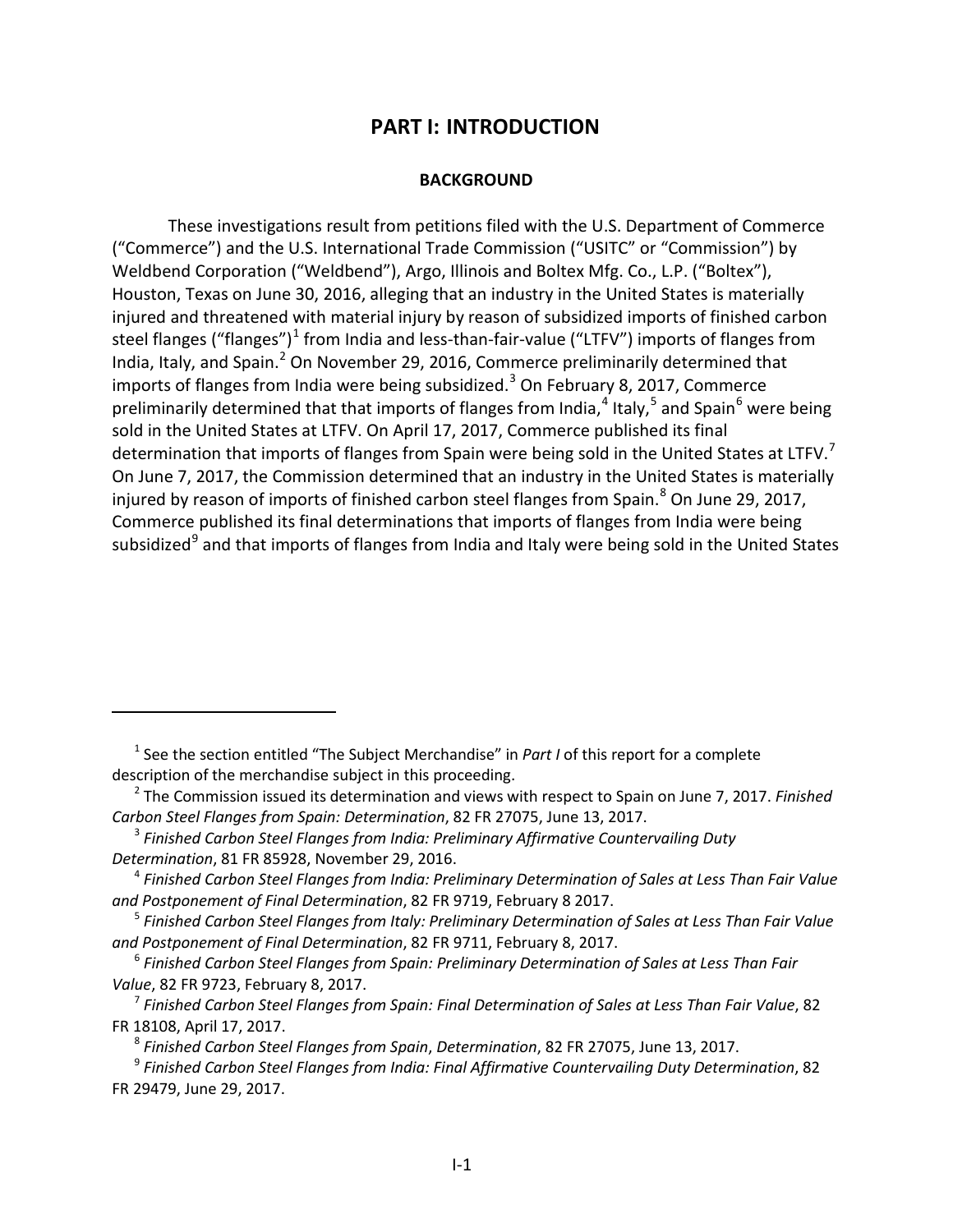# PART I: INTRODUCTION

## BACKGROUND

These investigations result from petitions filed with the U.S. Department of Commerce ("Commerce") and the U.S. International Trade Commission ("USITC" or "Commission") by Weldbend Corporation ("Weldbend"), Argo, Illinois and Boltex Mfg. Co., L.P. ("Boltex"), Houston, Texas on June 30, 2016, alleging that an industry in the United States is materially injured and threatened with material injury by reason of subsidized imports of finished carbon steel flanges ("flanges")[1] from India and less-than-fair-value ("LTFV") imports of flanges from India, Italy, and Spain.[2] On November 29, 2016, Commerce preliminarily determined that imports of flanges from India were being subsidized.[3] On February 8, 2017, Commerce preliminarily determined that that imports of flanges from India,[4] Italy,[5] and Spain[6] were being sold in the United States at LTFV. On April 17, 2017, Commerce published its final determination that imports of flanges from Spain were being sold in the United States at LTFV.[7] On June 7, 2017, the Commission determined that an industry in the United States is materially injured by reason of imports of finished carbon steel flanges from Spain.[8] On June 29, 2017, Commerce published its final determinations that imports of flanges from India were being subsidized[9] and that imports of flanges from India and Italy were being sold in the United States

---

[1] See the section entitled "The Subject Merchandise" in *Part I* of this report for a complete description of the merchandise subject in this proceeding.

[2] The Commission issued its determination and views with respect to Spain on June 7, 2017. *Finished Carbon Steel Flanges from Spain: Determination*, 82 FR 27075, June 13, 2017.

[3] *Finished Carbon Steel Flanges from India: Preliminary Affirmative Countervailing Duty Determination*, 81 FR 85928, November 29, 2016.

[4] *Finished Carbon Steel Flanges from India: Preliminary Determination of Sales at Less Than Fair Value and Postponement of Final Determination*, 82 FR 9719, February 8 2017.

[5] *Finished Carbon Steel Flanges from Italy: Preliminary Determination of Sales at Less Than Fair Value and Postponement of Final Determination*, 82 FR 9711, February 8, 2017.

[6] *Finished Carbon Steel Flanges from Spain: Preliminary Determination of Sales at Less Than Fair Value*, 82 FR 9723, February 8, 2017.

[7] *Finished Carbon Steel Flanges from Spain: Final Determination of Sales at Less Than Fair Value*, 82 FR 18108, April 17, 2017.

[8] *Finished Carbon Steel Flanges from Spain*, *Determination*, 82 FR 27075, June 13, 2017.

[9] *Finished Carbon Steel Flanges from India: Final Affirmative Countervailing Duty Determination*, 82 FR 29479, June 29, 2017.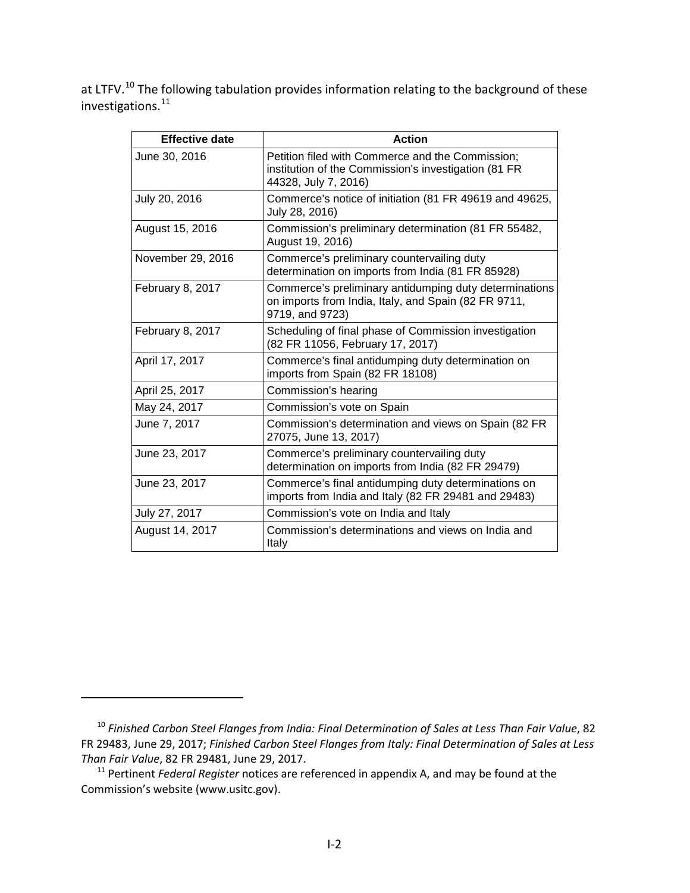at LTFV.[10] The following tabulation provides information relating to the background of these investigations.[11]

| Effective date | Action |
|---|---|
| June 30, 2016 | Petition filed with Commerce and the Commission; institution of the Commission's investigation (81 FR 44328, July 7, 2016) |
| July 20, 2016 | Commerce's notice of initiation (81 FR 49619 and 49625, July 28, 2016) |
| August 15, 2016 | Commission's preliminary determination (81 FR 55482, August 19, 2016) |
| November 29, 2016 | Commerce's preliminary countervailing duty determination on imports from India (81 FR 85928) |
| February 8, 2017 | Commerce's preliminary antidumping duty determinations on imports from India, Italy, and Spain (82 FR 9711, 9719, and 9723) |
| February 8, 2017 | Scheduling of final phase of Commission investigation (82 FR 11056, February 17, 2017) |
| April 17, 2017 | Commerce's final antidumping duty determination on imports from Spain (82 FR 18108) |
| April 25, 2017 | Commission's hearing |
| May 24, 2017 | Commission's vote on Spain |
| June 7, 2017 | Commission's determination and views on Spain (82 FR 27075, June 13, 2017) |
| June 23, 2017 | Commerce's preliminary countervailing duty determination on imports from India (82 FR 29479) |
| June 23, 2017 | Commerce's final antidumping duty determinations on imports from India and Italy (82 FR 29481 and 29483) |
| July 27, 2017 | Commission's vote on India and Italy |
| August 14, 2017 | Commission's determinations and views on India and Italy |

[10] *Finished Carbon Steel Flanges from India: Final Determination of Sales at Less Than Fair Value*, 82 FR 29483, June 29, 2017; *Finished Carbon Steel Flanges from Italy: Final Determination of Sales at Less Than Fair Value*, 82 FR 29481, June 29, 2017.

[11] Pertinent *Federal Register* notices are referenced in appendix A, and may be found at the Commission's website (www.usitc.gov).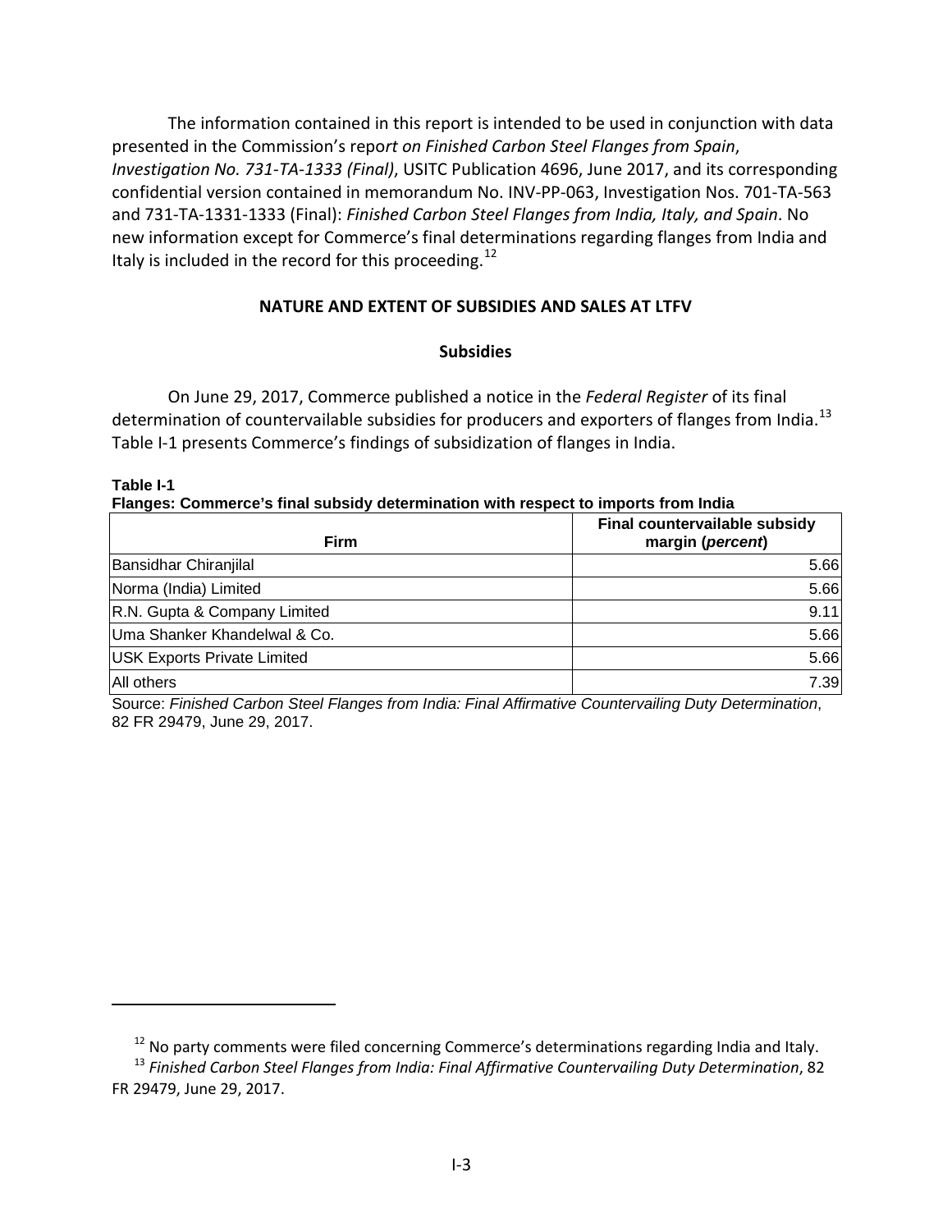The information contained in this report is intended to be used in conjunction with data presented in the Commission's report on *Finished Carbon Steel Flanges from Spain, Investigation No. 731-TA-1333 (Final)*, USITC Publication 4696, June 2017, and its corresponding confidential version contained in memorandum No. INV-PP-063, Investigation Nos. 701-TA-563 and 731-TA-1331-1333 (Final): *Finished Carbon Steel Flanges from India, Italy, and Spain*. No new information except for Commerce's final determinations regarding flanges from India and Italy is included in the record for this proceeding.[12]

## NATURE AND EXTENT OF SUBSIDIES AND SALES AT LTFV

### Subsidies

On June 29, 2017, Commerce published a notice in the *Federal Register* of its final determination of countervailable subsidies for producers and exporters of flanges from India.[13] Table I-1 presents Commerce's findings of subsidization of flanges in India.

**Table I-1**
**Flanges: Commerce's final subsidy determination with respect to imports from India**

| Firm | Final countervailable subsidy margin (*percent*) |
| --- | --- |
| Bansidhar Chiranjilal | 5.66 |
| Norma (India) Limited | 5.66 |
| R.N. Gupta & Company Limited | 9.11 |
| Uma Shanker Khandelwal & Co. | 5.66 |
| USK Exports Private Limited | 5.66 |
| All others | 7.39 |

Source: *Finished Carbon Steel Flanges from India: Final Affirmative Countervailing Duty Determination*, 82 FR 29479, June 29, 2017.

---

[12] No party comments were filed concerning Commerce's determinations regarding India and Italy.

[13] *Finished Carbon Steel Flanges from India: Final Affirmative Countervailing Duty Determination*, 82 FR 29479, June 29, 2017.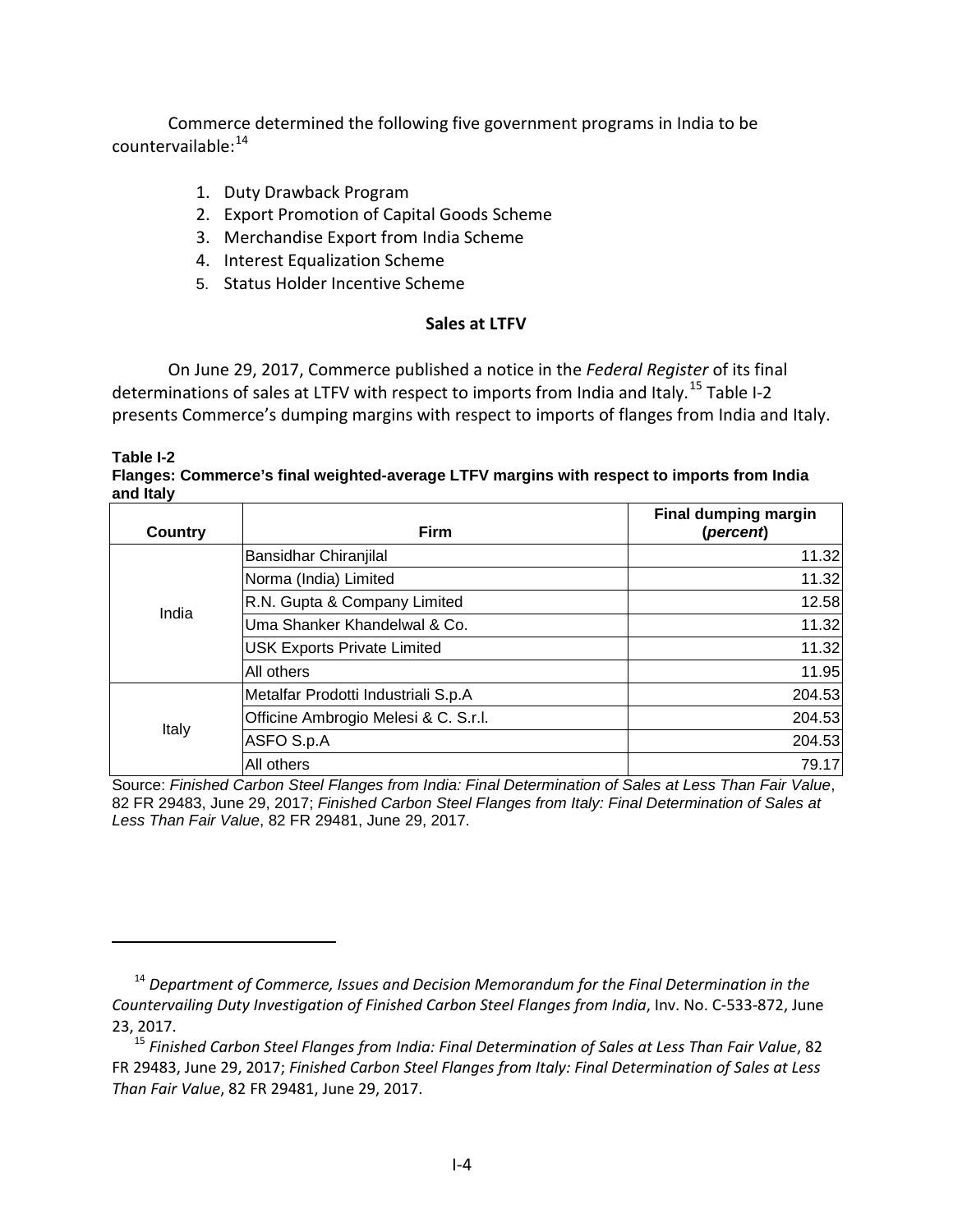Commerce determined the following five government programs in India to be countervailable:[14]

1. Duty Drawback Program
2. Export Promotion of Capital Goods Scheme
3. Merchandise Export from India Scheme
4. Interest Equalization Scheme
5. Status Holder Incentive Scheme

## Sales at LTFV

On June 29, 2017, Commerce published a notice in the *Federal Register* of its final determinations of sales at LTFV with respect to imports from India and Italy.[15] Table I-2 presents Commerce's dumping margins with respect to imports of flanges from India and Italy.

**Table I-2**
**Flanges: Commerce's final weighted-average LTFV margins with respect to imports from India and Italy**

| Country | Firm | Final dumping margin (*percent*) |
|---|---|---|
| India | Bansidhar Chiranjilal | 11.32 |
| | Norma (India) Limited | 11.32 |
| | R.N. Gupta & Company Limited | 12.58 |
| | Uma Shanker Khandelwal & Co. | 11.32 |
| | USK Exports Private Limited | 11.32 |
| | All others | 11.95 |
| Italy | Metalfar Prodotti Industriali S.p.A | 204.53 |
| | Officine Ambrogio Melesi & C. S.r.l. | 204.53 |
| | ASFO S.p.A | 204.53 |
| | All others | 79.17 |

Source: *Finished Carbon Steel Flanges from India: Final Determination of Sales at Less Than Fair Value*, 82 FR 29483, June 29, 2017; *Finished Carbon Steel Flanges from Italy: Final Determination of Sales at Less Than Fair Value*, 82 FR 29481, June 29, 2017.

---

[14] *Department of Commerce, Issues and Decision Memorandum for the Final Determination in the Countervailing Duty Investigation of Finished Carbon Steel Flanges from India*, Inv. No. C-533-872, June 23, 2017.

[15] *Finished Carbon Steel Flanges from India: Final Determination of Sales at Less Than Fair Value*, 82 FR 29483, June 29, 2017; *Finished Carbon Steel Flanges from Italy: Final Determination of Sales at Less Than Fair Value*, 82 FR 29481, June 29, 2017.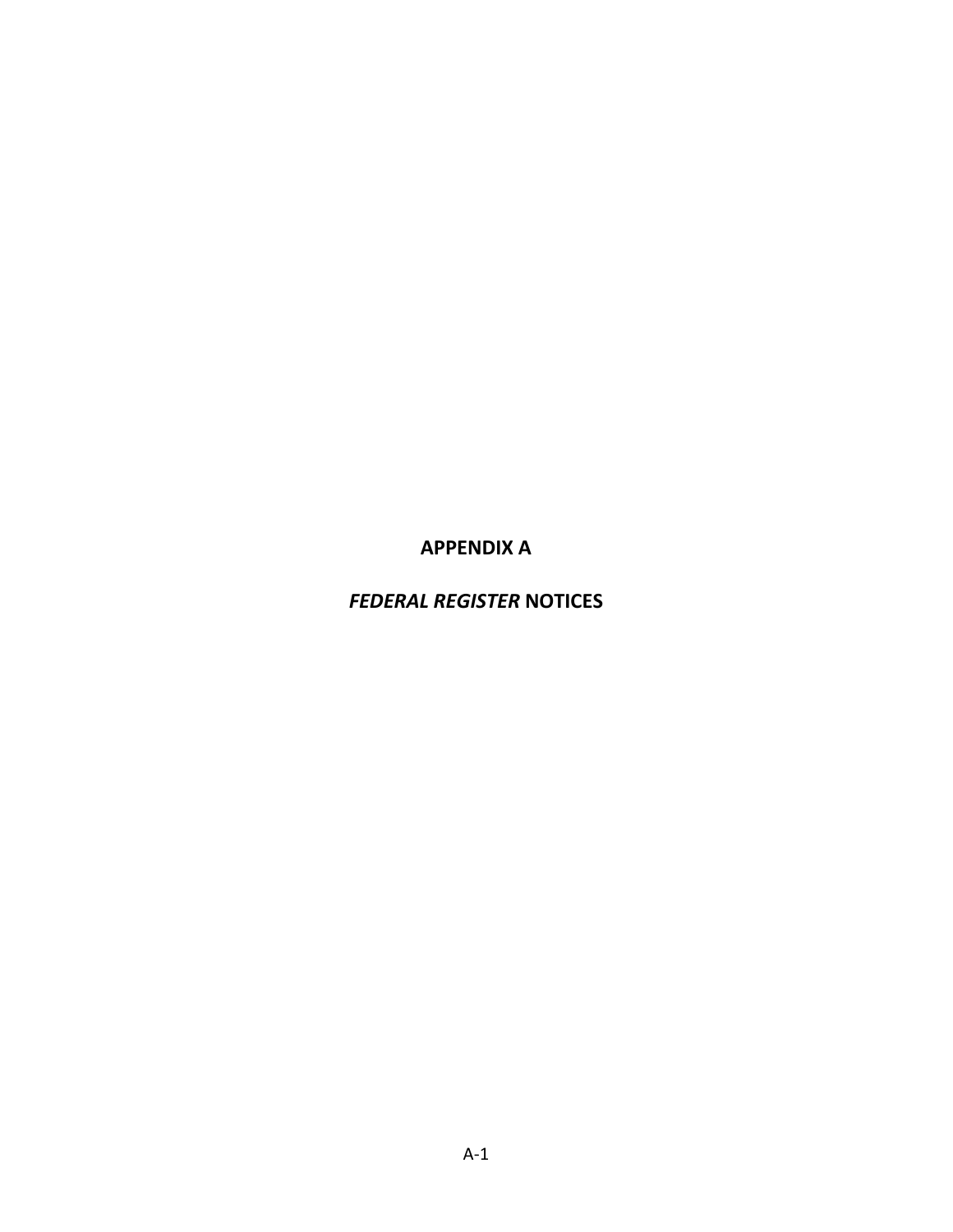# APPENDIX A

## *FEDERAL REGISTER* NOTICES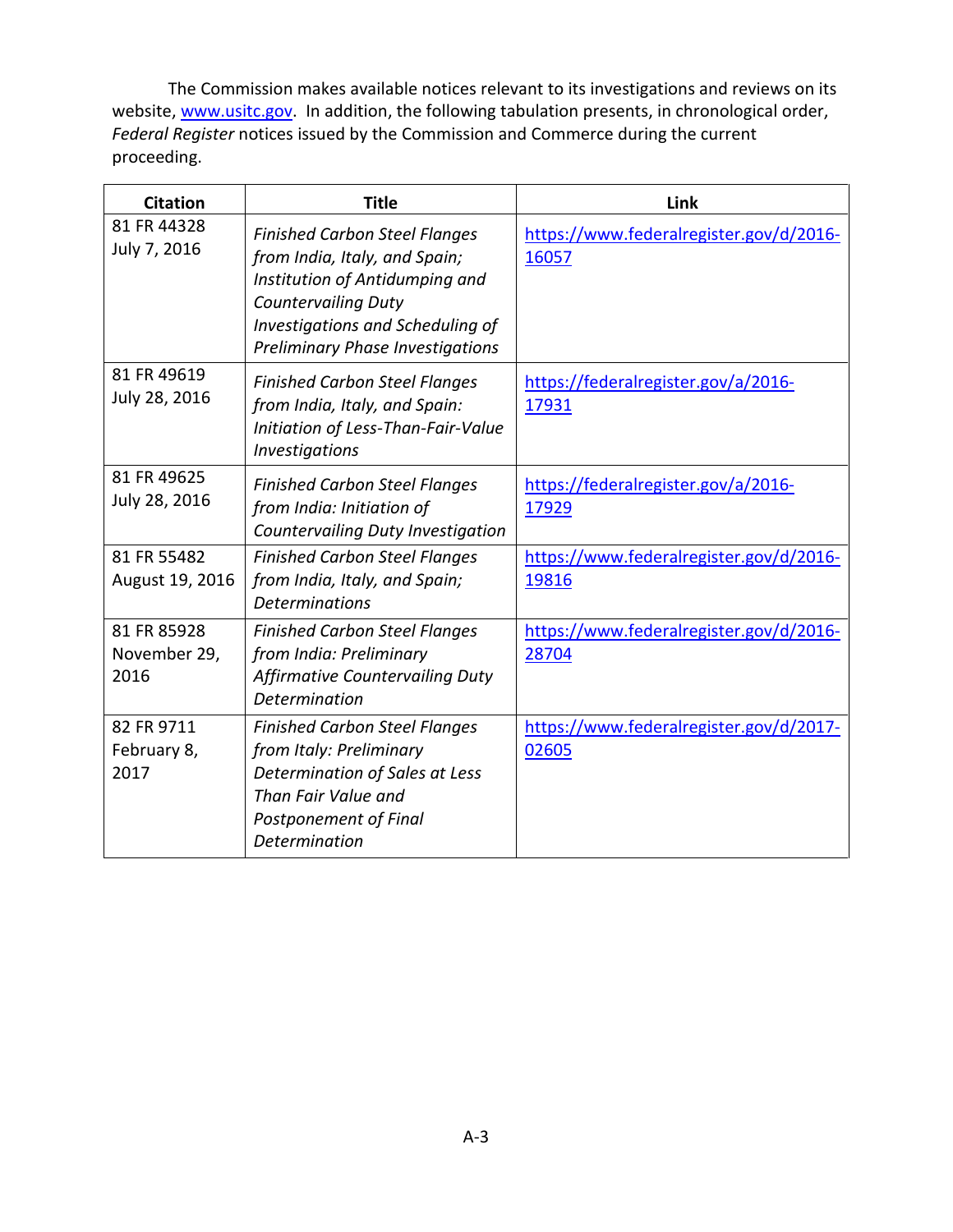The Commission makes available notices relevant to its investigations and reviews on its website, www.usitc.gov. In addition, the following tabulation presents, in chronological order, *Federal Register* notices issued by the Commission and Commerce during the current proceeding.

| Citation | Title | Link |
|---|---|---|
| 81 FR 44328 July 7, 2016 | *Finished Carbon Steel Flanges from India, Italy, and Spain; Institution of Antidumping and Countervailing Duty Investigations and Scheduling of Preliminary Phase Investigations* | https://www.federalregister.gov/d/2016-16057 |
| 81 FR 49619 July 28, 2016 | *Finished Carbon Steel Flanges from India, Italy, and Spain: Initiation of Less-Than-Fair-Value Investigations* | https://federalregister.gov/a/2016-17931 |
| 81 FR 49625 July 28, 2016 | *Finished Carbon Steel Flanges from India: Initiation of Countervailing Duty Investigation* | https://federalregister.gov/a/2016-17929 |
| 81 FR 55482 August 19, 2016 | *Finished Carbon Steel Flanges from India, Italy, and Spain; Determinations* | https://www.federalregister.gov/d/2016-19816 |
| 81 FR 85928 November 29, 2016 | *Finished Carbon Steel Flanges from India: Preliminary Affirmative Countervailing Duty Determination* | https://www.federalregister.gov/d/2016-28704 |
| 82 FR 9711 February 8, 2017 | *Finished Carbon Steel Flanges from Italy: Preliminary Determination of Sales at Less Than Fair Value and Postponement of Final Determination* | https://www.federalregister.gov/d/2017-02605 |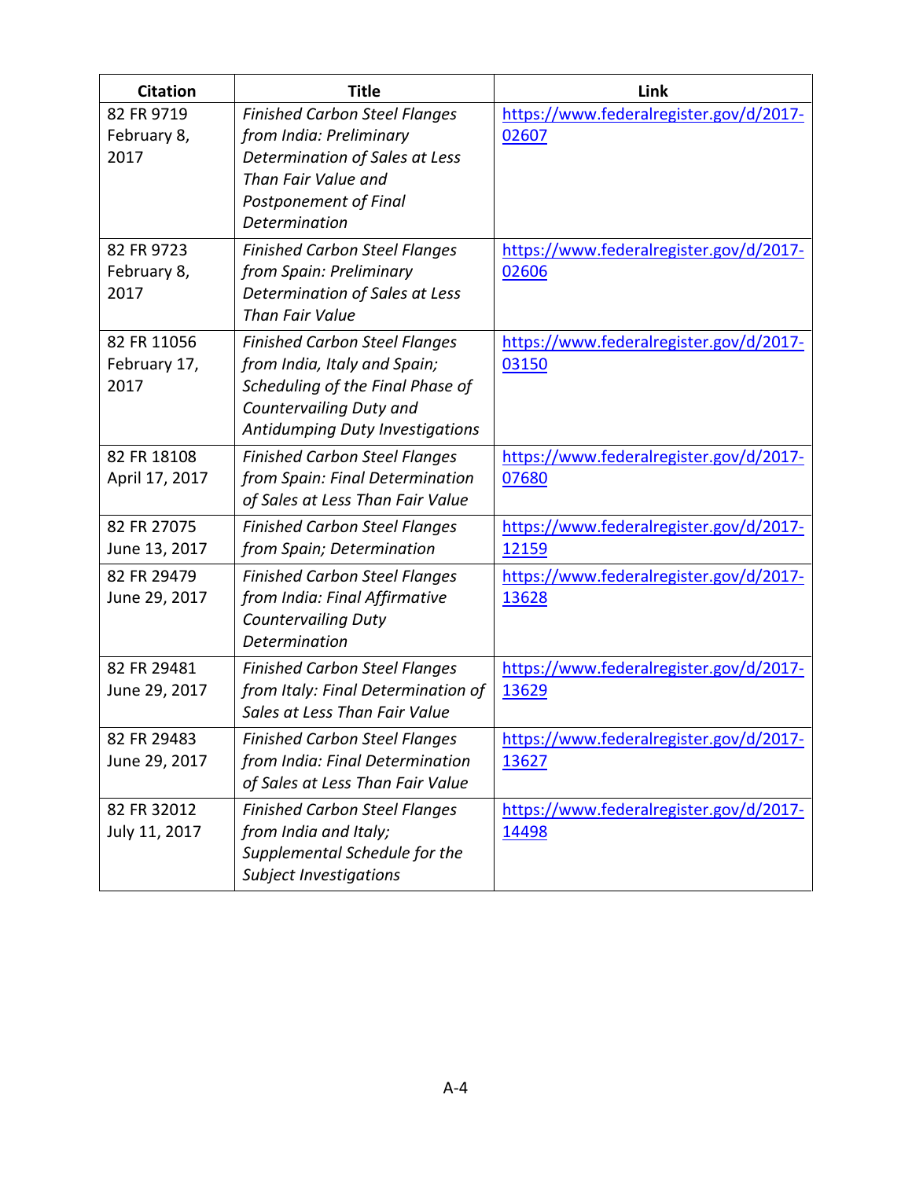| Citation | Title | Link |
|---|---|---|
| 82 FR 9719 February 8, 2017 | *Finished Carbon Steel Flanges from India: Preliminary Determination of Sales at Less Than Fair Value and Postponement of Final Determination* | https://www.federalregister.gov/d/2017-02607 |
| 82 FR 9723 February 8, 2017 | *Finished Carbon Steel Flanges from Spain: Preliminary Determination of Sales at Less Than Fair Value* | https://www.federalregister.gov/d/2017-02606 |
| 82 FR 11056 February 17, 2017 | *Finished Carbon Steel Flanges from India, Italy and Spain; Scheduling of the Final Phase of Countervailing Duty and Antidumping Duty Investigations* | https://www.federalregister.gov/d/2017-03150 |
| 82 FR 18108 April 17, 2017 | *Finished Carbon Steel Flanges from Spain: Final Determination of Sales at Less Than Fair Value* | https://www.federalregister.gov/d/2017-07680 |
| 82 FR 27075 June 13, 2017 | *Finished Carbon Steel Flanges from Spain; Determination* | https://www.federalregister.gov/d/2017-12159 |
| 82 FR 29479 June 29, 2017 | *Finished Carbon Steel Flanges from India: Final Affirmative Countervailing Duty Determination* | https://www.federalregister.gov/d/2017-13628 |
| 82 FR 29481 June 29, 2017 | *Finished Carbon Steel Flanges from Italy: Final Determination of Sales at Less Than Fair Value* | https://www.federalregister.gov/d/2017-13629 |
| 82 FR 29483 June 29, 2017 | *Finished Carbon Steel Flanges from India: Final Determination of Sales at Less Than Fair Value* | https://www.federalregister.gov/d/2017-13627 |
| 82 FR 32012 July 11, 2017 | *Finished Carbon Steel Flanges from India and Italy; Supplemental Schedule for the Subject Investigations* | https://www.federalregister.gov/d/2017-14498 |